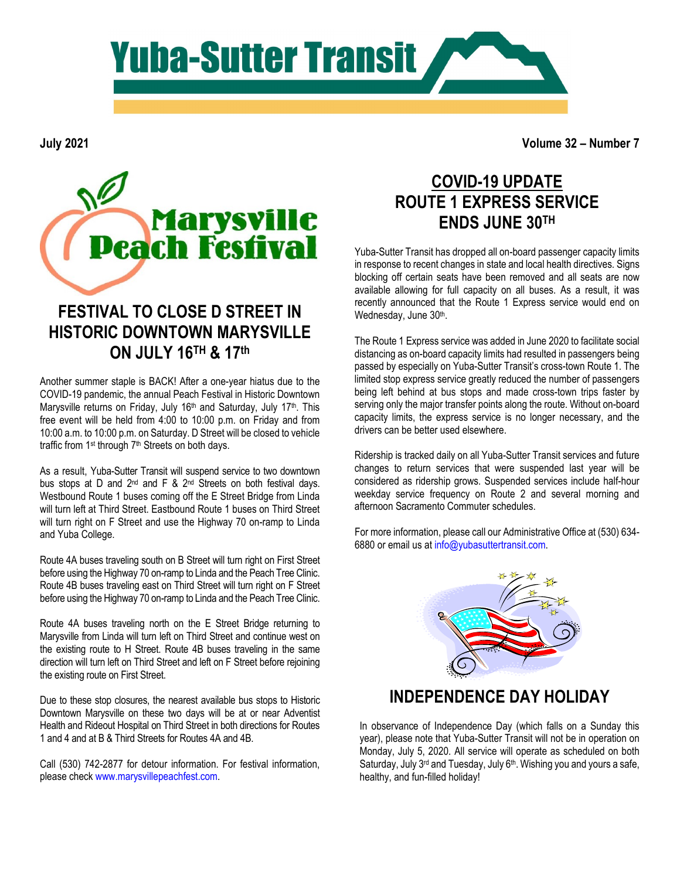# Yuba-Sutter Transit

**July 2021** **Volume 32 – Number 7**

Marysville Peach Festival

## FESTIVAL TO CLOSE D STREET IN HISTORIC DOWNTOWN MARYSVILLE ON JULY 16TH & 17th

Another summer staple is BACK! After a one-year hiatus due to the COVID-19 pandemic, the annual Peach Festival in Historic Downtown Marysville returns on Friday, July 16th and Saturday, July 17th. This free event will be held from 4:00 to 10:00 p.m. on Friday and from 10:00 a.m. to 10:00 p.m. on Saturday. D Street will be closed to vehicle traffic from 1st through 7th Streets on both days.

As a result, Yuba-Sutter Transit will suspend service to two downtown bus stops at D and 2nd and F & 2nd Streets on both festival days. Westbound Route 1 buses coming off the E Street Bridge from Linda will turn left at Third Street. Eastbound Route 1 buses on Third Street will turn right on F Street and use the Highway 70 on-ramp to Linda and Yuba College.

Route 4A buses traveling south on B Street will turn right on First Street before using the Highway 70 on-ramp to Linda and the Peach Tree Clinic. Route 4B buses traveling east on Third Street will turn right on F Street before using the Highway 70 on-ramp to Linda and the Peach Tree Clinic.

Route 4A buses traveling north on the E Street Bridge returning to Marysville from Linda will turn left on Third Street and continue west on the existing route to H Street. Route 4B buses traveling in the same direction will turn left on Third Street and left on F Street before rejoining the existing route on First Street.

Due to these stop closures, the nearest available bus stops to Historic Downtown Marysville on these two days will be at or near Adventist Health and Rideout Hospital on Third Street in both directions for Routes 1 and 4 and at B & Third Streets for Routes 4A and 4B.

Call (530) 742-2877 for detour information. For festival information, please check www.marysvillepeachfest.com.

## COVID-19 UPDATE
## ROUTE 1 EXPRESS SERVICE ENDS JUNE 30TH

Yuba-Sutter Transit has dropped all on-board passenger capacity limits in response to recent changes in state and local health directives. Signs blocking off certain seats have been removed and all seats are now available allowing for full capacity on all buses. As a result, it was recently announced that the Route 1 Express service would end on Wednesday, June 30th.

The Route 1 Express service was added in June 2020 to facilitate social distancing as on-board capacity limits had resulted in passengers being passed by especially on Yuba-Sutter Transit's cross-town Route 1. The limited stop express service greatly reduced the number of passengers being left behind at bus stops and made cross-town trips faster by serving only the major transfer points along the route. Without on-board capacity limits, the express service is no longer necessary, and the drivers can be better used elsewhere.

Ridership is tracked daily on all Yuba-Sutter Transit services and future changes to return services that were suspended last year will be considered as ridership grows. Suspended services include half-hour weekday service frequency on Route 2 and several morning and afternoon Sacramento Commuter schedules.

For more information, please call our Administrative Office at (530) 634-6880 or email us at info@yubasuttertransit.com.

## INDEPENDENCE DAY HOLIDAY

In observance of Independence Day (which falls on a Sunday this year), please note that Yuba-Sutter Transit will not be in operation on Monday, July 5, 2020. All service will operate as scheduled on both Saturday, July 3rd and Tuesday, July 6th. Wishing you and yours a safe, healthy, and fun-filled holiday!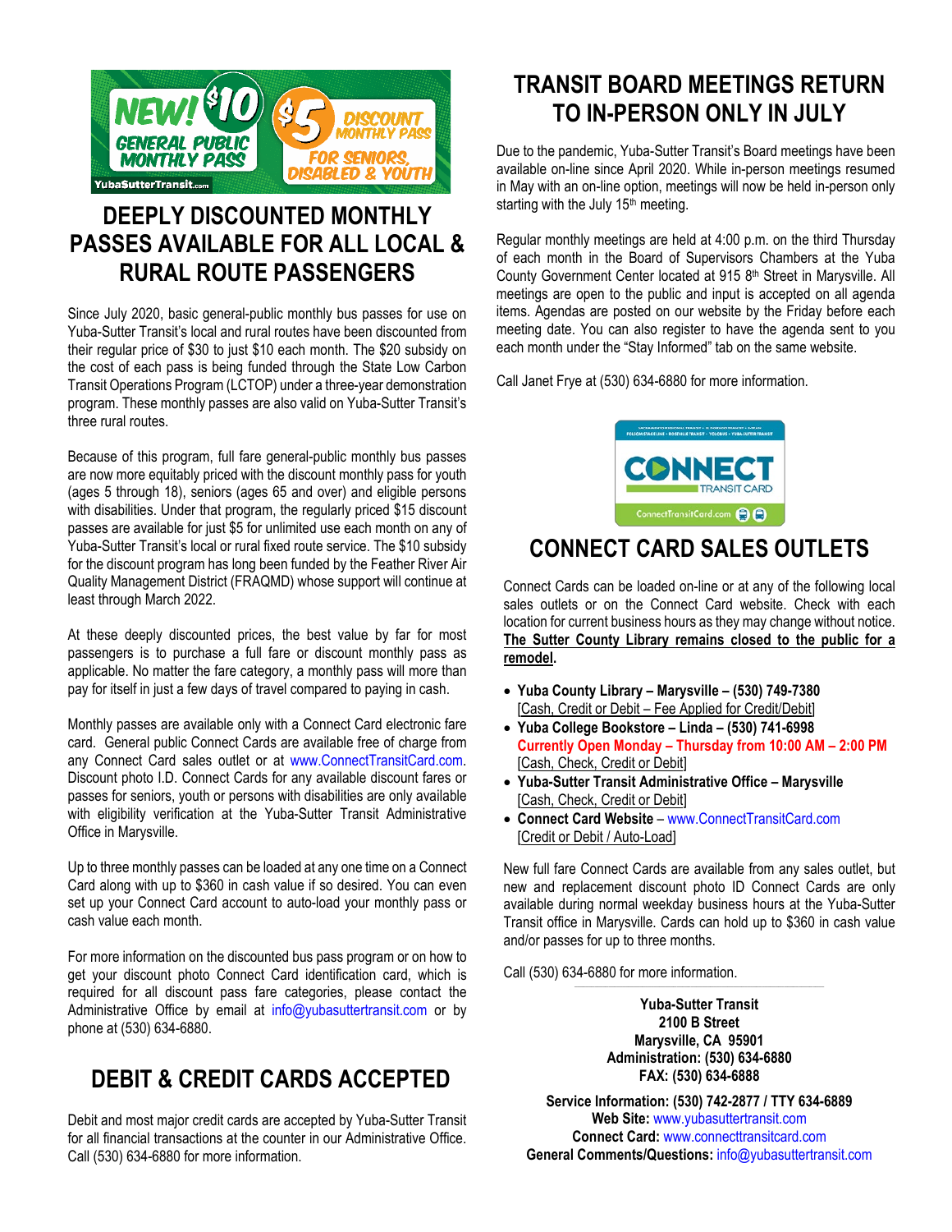## DEEPLY DISCOUNTED MONTHLY PASSES AVAILABLE FOR ALL LOCAL & RURAL ROUTE PASSENGERS

Since July 2020, basic general-public monthly bus passes for use on Yuba-Sutter Transit's local and rural routes have been discounted from their regular price of $30 to just $10 each month. The $20 subsidy on the cost of each pass is being funded through the State Low Carbon Transit Operations Program (LCTOP) under a three-year demonstration program. These monthly passes are also valid on Yuba-Sutter Transit's three rural routes.

Because of this program, full fare general-public monthly bus passes are now more equitably priced with the discount monthly pass for youth (ages 5 through 18), seniors (ages 65 and over) and eligible persons with disabilities. Under that program, the regularly priced $15 discount passes are available for just $5 for unlimited use each month on any of Yuba-Sutter Transit's local or rural fixed route service. The $10 subsidy for the discount program has long been funded by the Feather River Air Quality Management District (FRAQMD) whose support will continue at least through March 2022.

At these deeply discounted prices, the best value by far for most passengers is to purchase a full fare or discount monthly pass as applicable. No matter the fare category, a monthly pass will more than pay for itself in just a few days of travel compared to paying in cash.

Monthly passes are available only with a Connect Card electronic fare card. General public Connect Cards are available free of charge from any Connect Card sales outlet or at www.ConnectTransitCard.com. Discount photo I.D. Connect Cards for any available discount fares or passes for seniors, youth or persons with disabilities are only available with eligibility verification at the Yuba-Sutter Transit Administrative Office in Marysville.

Up to three monthly passes can be loaded at any one time on a Connect Card along with up to $360 in cash value if so desired. You can even set up your Connect Card account to auto-load your monthly pass or cash value each month.

For more information on the discounted bus pass program or on how to get your discount photo Connect Card identification card, which is required for all discount pass fare categories, please contact the Administrative Office by email at info@yubasuttertransit.com or by phone at (530) 634-6880.

## DEBIT & CREDIT CARDS ACCEPTED

Debit and most major credit cards are accepted by Yuba-Sutter Transit for all financial transactions at the counter in our Administrative Office. Call (530) 634-6880 for more information.

## TRANSIT BOARD MEETINGS RETURN TO IN-PERSON ONLY IN JULY

Due to the pandemic, Yuba-Sutter Transit's Board meetings have been available on-line since April 2020. While in-person meetings resumed in May with an on-line option, meetings will now be held in-person only starting with the July 15th meeting.

Regular monthly meetings are held at 4:00 p.m. on the third Thursday of each month in the Board of Supervisors Chambers at the Yuba County Government Center located at 915 8th Street in Marysville. All meetings are open to the public and input is accepted on all agenda items. Agendas are posted on our website by the Friday before each meeting date. You can also register to have the agenda sent to you each month under the "Stay Informed" tab on the same website.

Call Janet Frye at (530) 634-6880 for more information.

## CONNECT CARD SALES OUTLETS

Connect Cards can be loaded on-line or at any of the following local sales outlets or on the Connect Card website. Check with each location for current business hours as they may change without notice. **The Sutter County Library remains closed to the public for a remodel.**

- **Yuba County Library – Marysville – (530) 749-7380**
  [Cash, Credit or Debit – Fee Applied for Credit/Debit]
- **Yuba College Bookstore – Linda – (530) 741-6998**
  **Currently Open Monday – Thursday from 10:00 AM – 2:00 PM**
  [Cash, Check, Credit or Debit]
- **Yuba-Sutter Transit Administrative Office – Marysville**
  [Cash, Check, Credit or Debit]
- **Connect Card Website** – www.ConnectTransitCard.com
  [Credit or Debit / Auto-Load]

New full fare Connect Cards are available from any sales outlet, but new and replacement discount photo ID Connect Cards are only available during normal weekday business hours at the Yuba-Sutter Transit office in Marysville. Cards can hold up to $360 in cash value and/or passes for up to three months.

Call (530) 634-6880 for more information.

**Yuba-Sutter Transit**
**2100 B Street**
**Marysville, CA 95901**
**Administration: (530) 634-6880**
**FAX: (530) 634-6888**

**Service Information: (530) 742-2877 / TTY 634-6889**
**Web Site:** www.yubasuttertransit.com
**Connect Card:** www.connecttransitcard.com
**General Comments/Questions:** info@yubasuttertransit.com